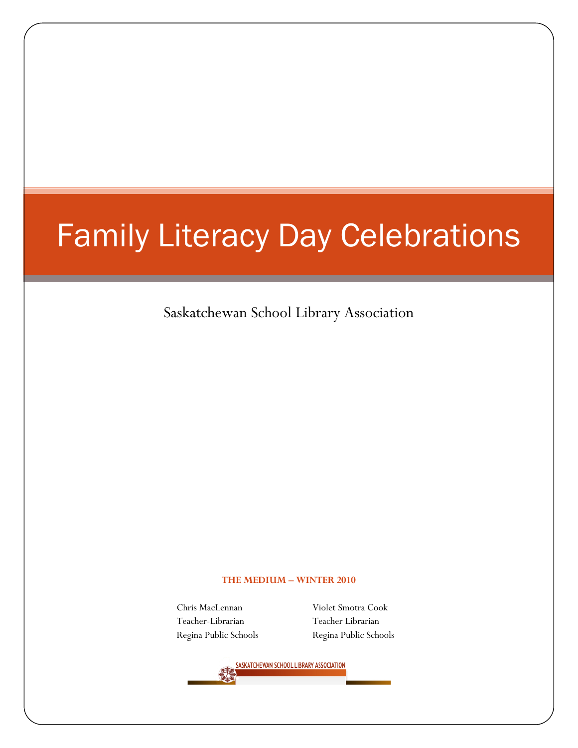# Family Literacy Day Celebrations

Saskatchewan School Library Association

**THE MEDIUM – WINTER 2010**

Chris MacLennan
Teacher-Librarian
Regina Public Schools

Violet Smotra Cook
Teacher Librarian
Regina Public Schools

SASKATCHEWAN SCHOOL LIBRARY ASSOCIATION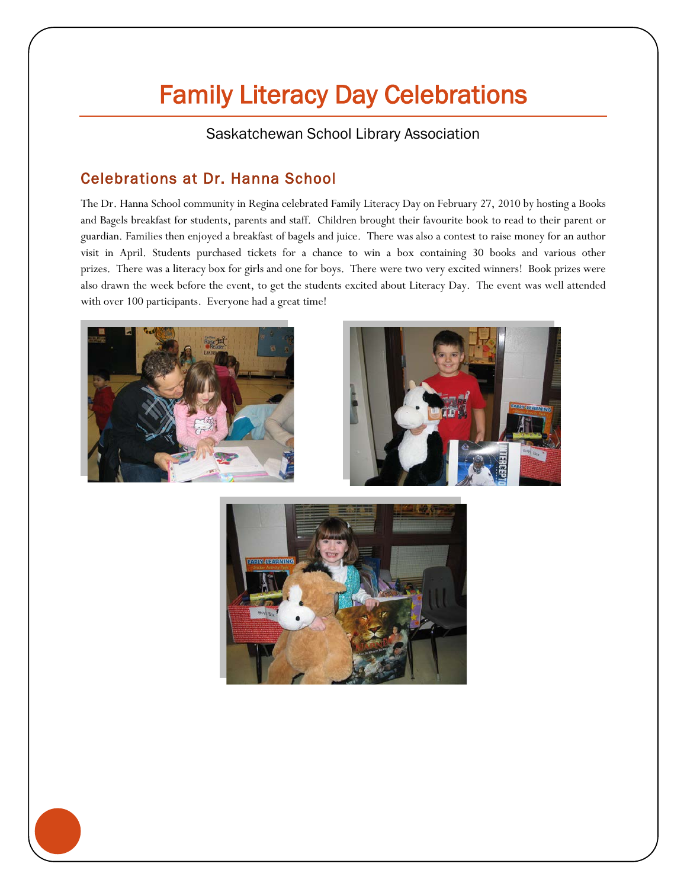# Family Literacy Day Celebrations

Saskatchewan School Library Association

## Celebrations at Dr. Hanna School

The Dr. Hanna School community in Regina celebrated Family Literacy Day on February 27, 2010 by hosting a Books and Bagels breakfast for students, parents and staff. Children brought their favourite book to read to their parent or guardian. Families then enjoyed a breakfast of bagels and juice. There was also a contest to raise money for an author visit in April. Students purchased tickets for a chance to win a box containing 30 books and various other prizes. There was a literacy box for girls and one for boys. There were two very excited winners! Book prizes were also drawn the week before the event, to get the students excited about Literacy Day. The event was well attended with over 100 participants. Everyone had a great time!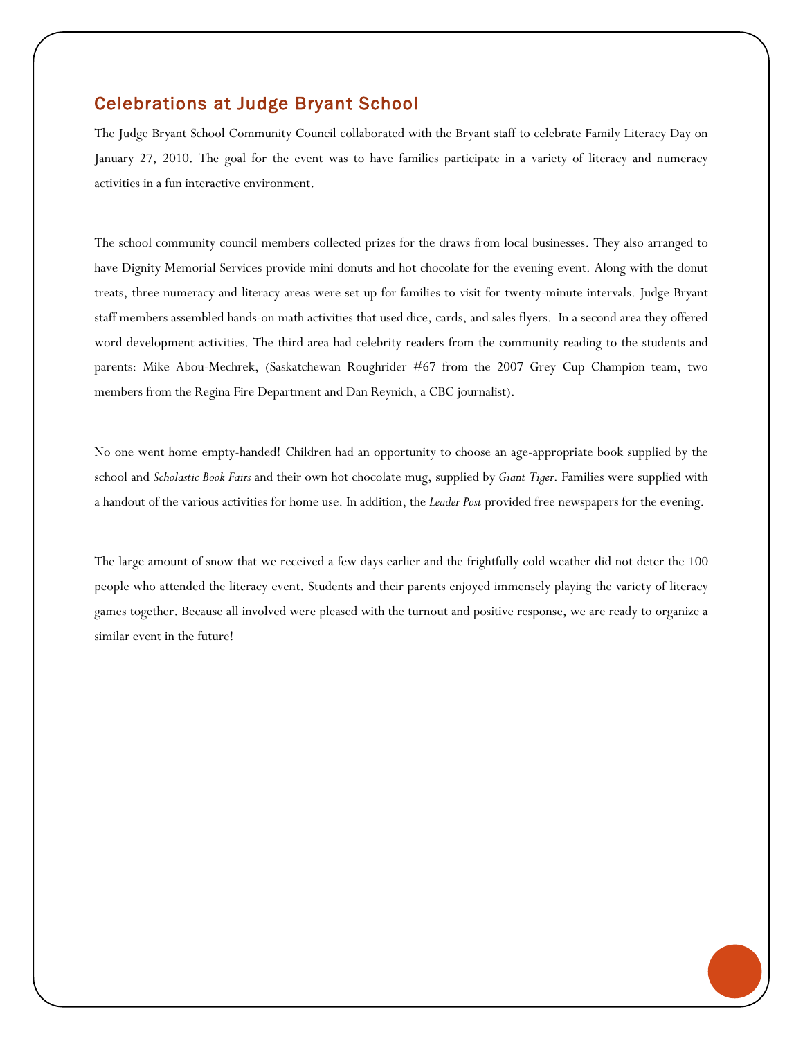## Celebrations at Judge Bryant School

The Judge Bryant School Community Council collaborated with the Bryant staff to celebrate Family Literacy Day on January 27, 2010. The goal for the event was to have families participate in a variety of literacy and numeracy activities in a fun interactive environment.

The school community council members collected prizes for the draws from local businesses. They also arranged to have Dignity Memorial Services provide mini donuts and hot chocolate for the evening event. Along with the donut treats, three numeracy and literacy areas were set up for families to visit for twenty-minute intervals. Judge Bryant staff members assembled hands-on math activities that used dice, cards, and sales flyers. In a second area they offered word development activities. The third area had celebrity readers from the community reading to the students and parents: Mike Abou-Mechrek, (Saskatchewan Roughrider #67 from the 2007 Grey Cup Champion team, two members from the Regina Fire Department and Dan Reynich, a CBC journalist).

No one went home empty-handed! Children had an opportunity to choose an age-appropriate book supplied by the school and *Scholastic Book Fairs* and their own hot chocolate mug, supplied by *Giant Tiger*. Families were supplied with a handout of the various activities for home use. In addition, the *Leader Post* provided free newspapers for the evening.

The large amount of snow that we received a few days earlier and the frightfully cold weather did not deter the 100 people who attended the literacy event. Students and their parents enjoyed immensely playing the variety of literacy games together. Because all involved were pleased with the turnout and positive response, we are ready to organize a similar event in the future!